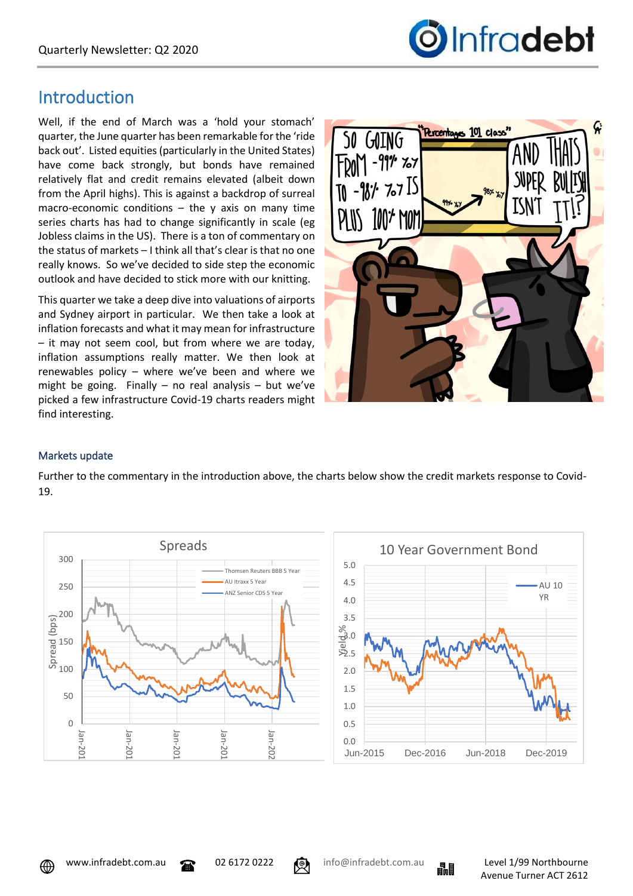# Introduction

Well, if the end of March was a 'hold your stomach' quarter, the June quarter has been remarkable for the 'ride back out'. Listed equities (particularly in the United States) have come back strongly, but bonds have remained relatively flat and credit remains elevated (albeit down from the April highs). This is against a backdrop of surreal macro-economic conditions – the y axis on many time series charts has had to change significantly in scale (eg Jobless claims in the US). There is a ton of commentary on the status of markets – I think all that's clear is that no one really knows. So we've decided to side step the economic outlook and have decided to stick more with our knitting.

This quarter we take a deep dive into valuations of airports and Sydney airport in particular. We then take a look at inflation forecasts and what it may mean for infrastructure – it may not seem cool, but from where we are today, inflation assumptions really matter. We then look at renewables policy – where we've been and where we might be going. Finally – no real analysis – but we've picked a few infrastructure Covid-19 charts readers might find interesting.

## Markets update

Further to the commentary in the introduction above, the charts below show the credit markets response to Covid-19.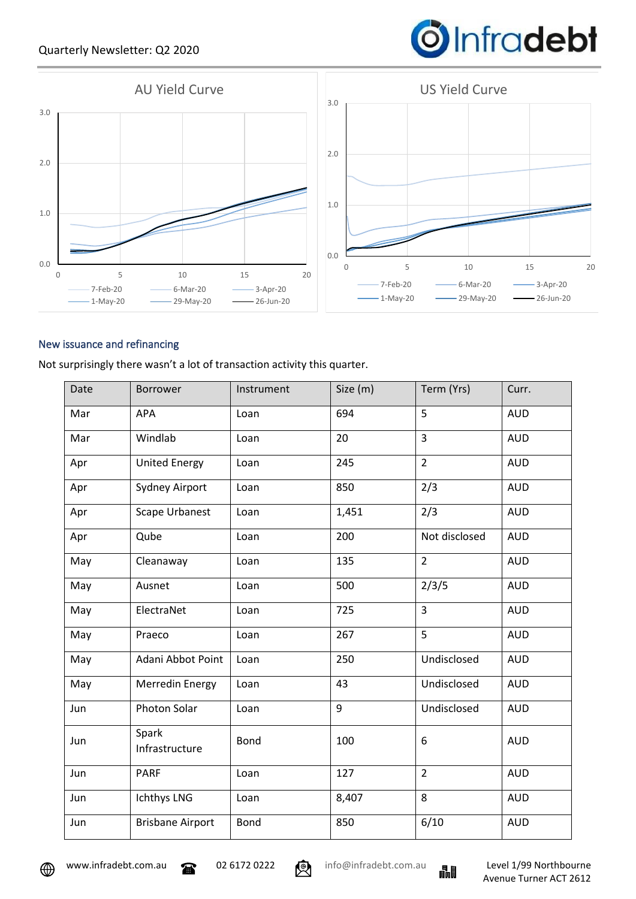AU Yield Curve

US Yield Curve

## New issuance and refinancing

Not surprisingly there wasn't a lot of transaction activity this quarter.

| Date | Borrower | Instrument | Size (m) | Term (Yrs) | Curr. |
|---|---|---|---|---|---|
| Mar | APA | Loan | 694 | 5 | AUD |
| Mar | Windlab | Loan | 20 | 3 | AUD |
| Apr | United Energy | Loan | 245 | 2 | AUD |
| Apr | Sydney Airport | Loan | 850 | 2/3 | AUD |
| Apr | Scape Urbanest | Loan | 1,451 | 2/3 | AUD |
| Apr | Qube | Loan | 200 | Not disclosed | AUD |
| May | Cleanaway | Loan | 135 | 2 | AUD |
| May | Ausnet | Loan | 500 | 2/3/5 | AUD |
| May | ElectraNet | Loan | 725 | 3 | AUD |
| May | Praeco | Loan | 267 | 5 | AUD |
| May | Adani Abbot Point | Loan | 250 | Undisclosed | AUD |
| May | Merredin Energy | Loan | 43 | Undisclosed | AUD |
| Jun | Photon Solar | Loan | 9 | Undisclosed | AUD |
| Jun | Spark Infrastructure | Bond | 100 | 6 | AUD |
| Jun | PARF | Loan | 127 | 2 | AUD |
| Jun | Ichthys LNG | Loan | 8,407 | 8 | AUD |
| Jun | Brisbane Airport | Bond | 850 | 6/10 | AUD |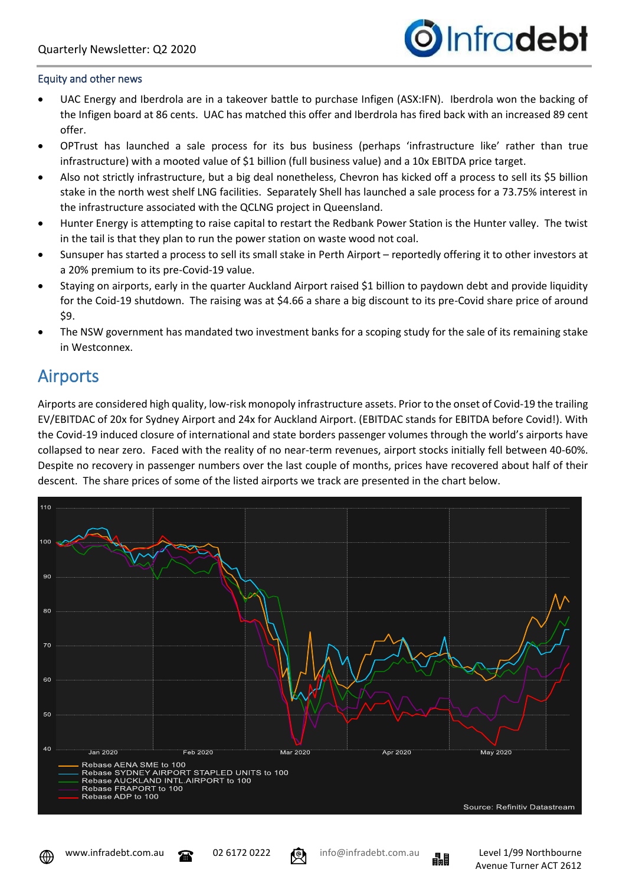### Equity and other news

- UAC Energy and Iberdrola are in a takeover battle to purchase Infigen (ASX:IFN). Iberdrola won the backing of the Infigen board at 86 cents. UAC has matched this offer and Iberdrola has fired back with an increased 89 cent offer.
- OPTrust has launched a sale process for its bus business (perhaps 'infrastructure like' rather than true infrastructure) with a mooted value of $1 billion (full business value) and a 10x EBITDA price target.
- Also not strictly infrastructure, but a big deal nonetheless, Chevron has kicked off a process to sell its $5 billion stake in the north west shelf LNG facilities. Separately Shell has launched a sale process for a 73.75% interest in the infrastructure associated with the QCLNG project in Queensland.
- Hunter Energy is attempting to raise capital to restart the Redbank Power Station is the Hunter valley. The twist in the tail is that they plan to run the power station on waste wood not coal.
- Sunsuper has started a process to sell its small stake in Perth Airport – reportedly offering it to other investors at a 20% premium to its pre-Covid-19 value.
- Staying on airports, early in the quarter Auckland Airport raised $1 billion to paydown debt and provide liquidity for the Coid-19 shutdown. The raising was at $4.66 a share a big discount to its pre-Covid share price of around $9.
- The NSW government has mandated two investment banks for a scoping study for the sale of its remaining stake in Westconnex.

## Airports

Airports are considered high quality, low-risk monopoly infrastructure assets. Prior to the onset of Covid-19 the trailing EV/EBITDAC of 20x for Sydney Airport and 24x for Auckland Airport. (EBITDAC stands for EBITDA before Covid!). With the Covid-19 induced closure of international and state borders passenger volumes through the world's airports have collapsed to near zero. Faced with the reality of no near-term revenues, airport stocks initially fell between 40-60%. Despite no recovery in passenger numbers over the last couple of months, prices have recovered about half of their descent. The share prices of some of the listed airports we track are presented in the chart below.

Source: Refinitiv Datastream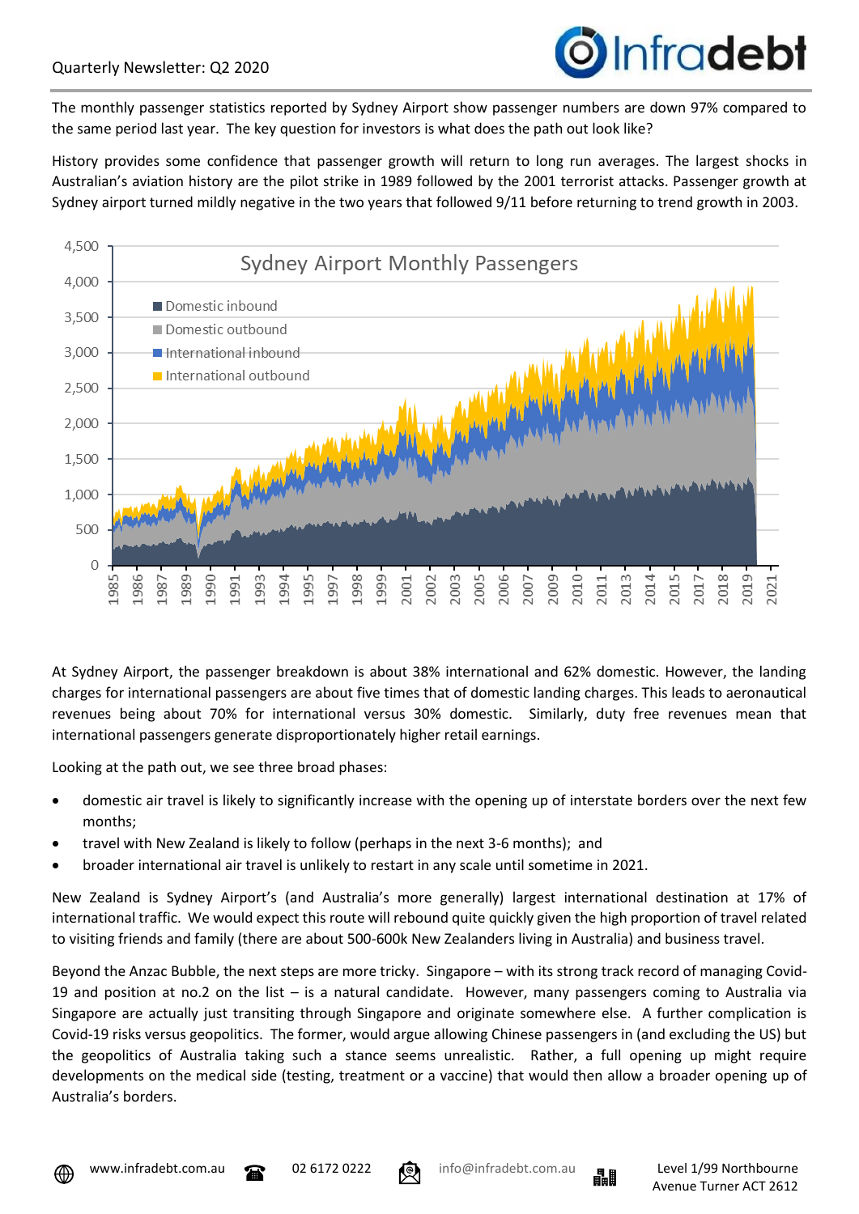The monthly passenger statistics reported by Sydney Airport show passenger numbers are down 97% compared to the same period last year. The key question for investors is what does the path out look like?

History provides some confidence that passenger growth will return to long run averages. The largest shocks in Australian's aviation history are the pilot strike in 1989 followed by the 2001 terrorist attacks. Passenger growth at Sydney airport turned mildly negative in the two years that followed 9/11 before returning to trend growth in 2003.

At Sydney Airport, the passenger breakdown is about 38% international and 62% domestic. However, the landing charges for international passengers are about five times that of domestic landing charges. This leads to aeronautical revenues being about 70% for international versus 30% domestic. Similarly, duty free revenues mean that international passengers generate disproportionately higher retail earnings.

Looking at the path out, we see three broad phases:

- domestic air travel is likely to significantly increase with the opening up of interstate borders over the next few months;
- travel with New Zealand is likely to follow (perhaps in the next 3-6 months); and
- broader international air travel is unlikely to restart in any scale until sometime in 2021.

New Zealand is Sydney Airport's (and Australia's more generally) largest international destination at 17% of international traffic. We would expect this route will rebound quite quickly given the high proportion of travel related to visiting friends and family (there are about 500-600k New Zealanders living in Australia) and business travel.

Beyond the Anzac Bubble, the next steps are more tricky. Singapore – with its strong track record of managing Covid-19 and position at no.2 on the list – is a natural candidate. However, many passengers coming to Australia via Singapore are actually just transiting through Singapore and originate somewhere else. A further complication is Covid-19 risks versus geopolitics. The former, would argue allowing Chinese passengers in (and excluding the US) but the geopolitics of Australia taking such a stance seems unrealistic. Rather, a full opening up might require developments on the medical side (testing, treatment or a vaccine) that would then allow a broader opening up of Australia's borders.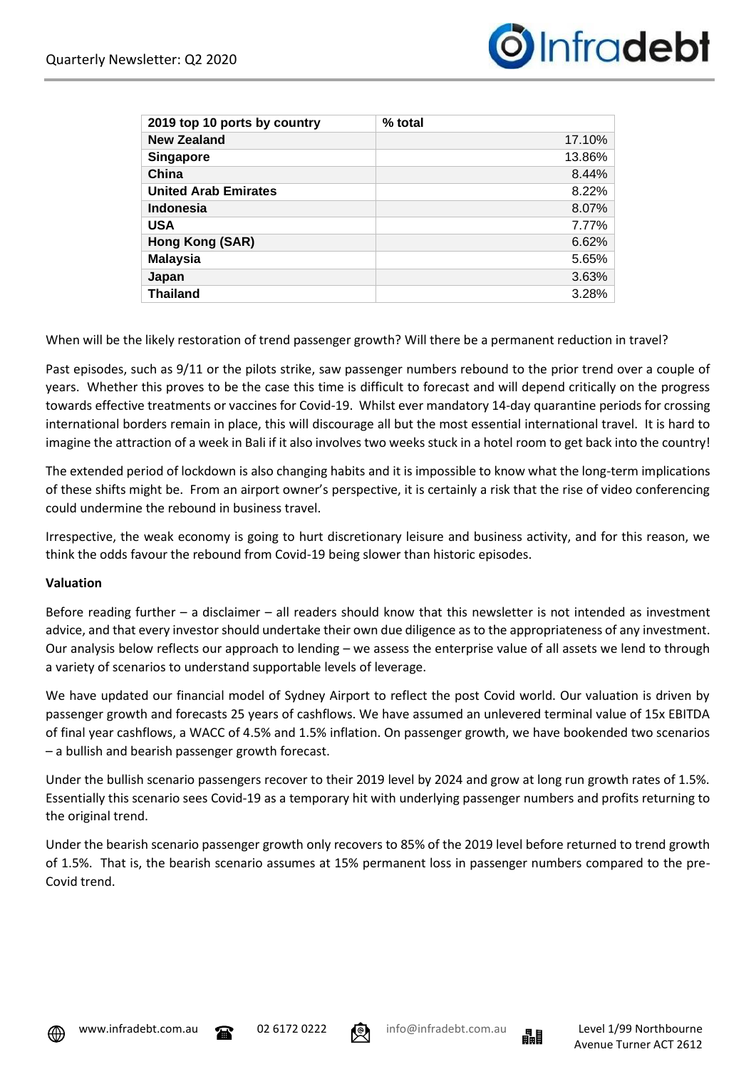| 2019 top 10 ports by country | % total |
|---|---|
| **New Zealand** | 17.10% |
| **Singapore** | 13.86% |
| **China** | 8.44% |
| **United Arab Emirates** | 8.22% |
| **Indonesia** | 8.07% |
| **USA** | 7.77% |
| **Hong Kong (SAR)** | 6.62% |
| **Malaysia** | 5.65% |
| **Japan** | 3.63% |
| **Thailand** | 3.28% |

When will be the likely restoration of trend passenger growth? Will there be a permanent reduction in travel?

Past episodes, such as 9/11 or the pilots strike, saw passenger numbers rebound to the prior trend over a couple of years. Whether this proves to be the case this time is difficult to forecast and will depend critically on the progress towards effective treatments or vaccines for Covid-19. Whilst ever mandatory 14-day quarantine periods for crossing international borders remain in place, this will discourage all but the most essential international travel. It is hard to imagine the attraction of a week in Bali if it also involves two weeks stuck in a hotel room to get back into the country!

The extended period of lockdown is also changing habits and it is impossible to know what the long-term implications of these shifts might be. From an airport owner's perspective, it is certainly a risk that the rise of video conferencing could undermine the rebound in business travel.

Irrespective, the weak economy is going to hurt discretionary leisure and business activity, and for this reason, we think the odds favour the rebound from Covid-19 being slower than historic episodes.

**Valuation**

Before reading further – a disclaimer – all readers should know that this newsletter is not intended as investment advice, and that every investor should undertake their own due diligence as to the appropriateness of any investment. Our analysis below reflects our approach to lending – we assess the enterprise value of all assets we lend to through a variety of scenarios to understand supportable levels of leverage.

We have updated our financial model of Sydney Airport to reflect the post Covid world. Our valuation is driven by passenger growth and forecasts 25 years of cashflows. We have assumed an unlevered terminal value of 15x EBITDA of final year cashflows, a WACC of 4.5% and 1.5% inflation. On passenger growth, we have bookended two scenarios – a bullish and bearish passenger growth forecast.

Under the bullish scenario passengers recover to their 2019 level by 2024 and grow at long run growth rates of 1.5%. Essentially this scenario sees Covid-19 as a temporary hit with underlying passenger numbers and profits returning to the original trend.

Under the bearish scenario passenger growth only recovers to 85% of the 2019 level before returned to trend growth of 1.5%. That is, the bearish scenario assumes at 15% permanent loss in passenger numbers compared to the pre-Covid trend.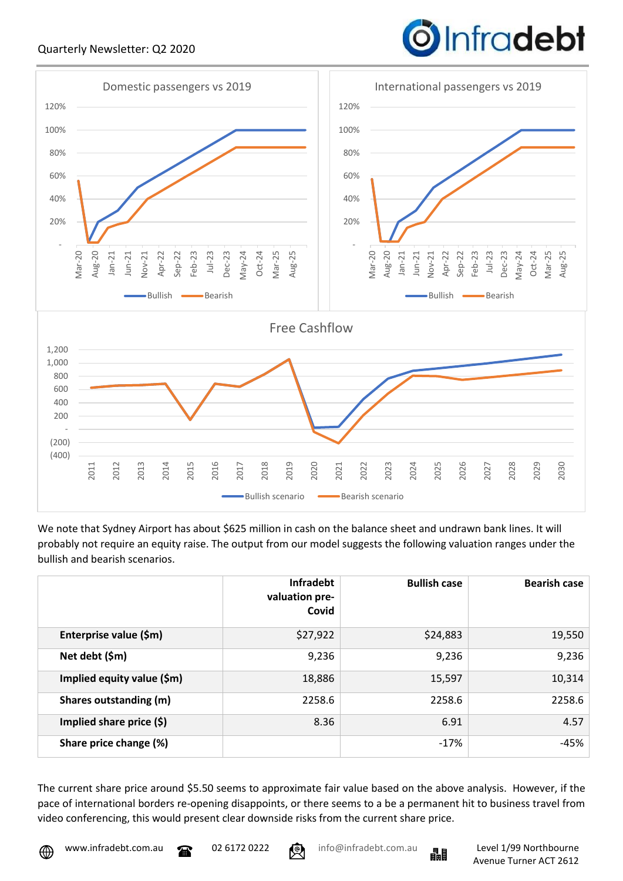Domestic passengers vs 2019

International passengers vs 2019

Free Cashflow

We note that Sydney Airport has about $625 million in cash on the balance sheet and undrawn bank lines. It will probably not require an equity raise. The output from our model suggests the following valuation ranges under the bullish and bearish scenarios.

| | Infradebt valuation pre-Covid | Bullish case | Bearish case |
|---|---|---|---|
| **Enterprise value ($m)** | $27,922 | $24,883 | 19,550 |
| **Net debt ($m)** | 9,236 | 9,236 | 9,236 |
| **Implied equity value ($m)** | 18,886 | 15,597 | 10,314 |
| **Shares outstanding (m)** | 2258.6 | 2258.6 | 2258.6 |
| **Implied share price ($)** | 8.36 | 6.91 | 4.57 |
| **Share price change (%)** | | -17% | -45% |

The current share price around $5.50 seems to approximate fair value based on the above analysis. However, if the pace of international borders re-opening disappoints, or there seems to a be a permanent hit to business travel from video conferencing, this would present clear downside risks from the current share price.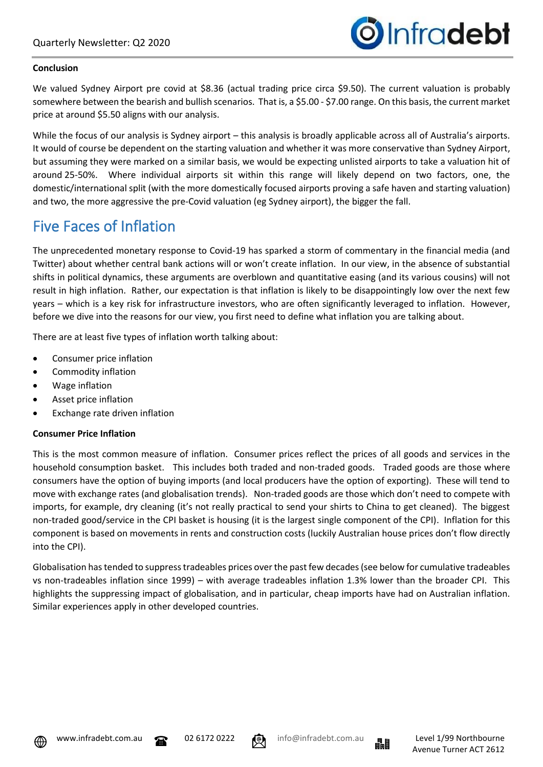**Conclusion**

We valued Sydney Airport pre covid at $8.36 (actual trading price circa $9.50). The current valuation is probably somewhere between the bearish and bullish scenarios. That is, a $5.00 - $7.00 range. On this basis, the current market price at around $5.50 aligns with our analysis.

While the focus of our analysis is Sydney airport – this analysis is broadly applicable across all of Australia's airports. It would of course be dependent on the starting valuation and whether it was more conservative than Sydney Airport, but assuming they were marked on a similar basis, we would be expecting unlisted airports to take a valuation hit of around 25-50%. Where individual airports sit within this range will likely depend on two factors, one, the domestic/international split (with the more domestically focused airports proving a safe haven and starting valuation) and two, the more aggressive the pre-Covid valuation (eg Sydney airport), the bigger the fall.

## Five Faces of Inflation

The unprecedented monetary response to Covid-19 has sparked a storm of commentary in the financial media (and Twitter) about whether central bank actions will or won't create inflation. In our view, in the absence of substantial shifts in political dynamics, these arguments are overblown and quantitative easing (and its various cousins) will not result in high inflation. Rather, our expectation is that inflation is likely to be disappointingly low over the next few years – which is a key risk for infrastructure investors, who are often significantly leveraged to inflation. However, before we dive into the reasons for our view, you first need to define what inflation you are talking about.

There are at least five types of inflation worth talking about:

- Consumer price inflation
- Commodity inflation
- Wage inflation
- Asset price inflation
- Exchange rate driven inflation

**Consumer Price Inflation**

This is the most common measure of inflation. Consumer prices reflect the prices of all goods and services in the household consumption basket. This includes both traded and non-traded goods. Traded goods are those where consumers have the option of buying imports (and local producers have the option of exporting). These will tend to move with exchange rates (and globalisation trends). Non-traded goods are those which don't need to compete with imports, for example, dry cleaning (it's not really practical to send your shirts to China to get cleaned). The biggest non-traded good/service in the CPI basket is housing (it is the largest single component of the CPI). Inflation for this component is based on movements in rents and construction costs (luckily Australian house prices don't flow directly into the CPI).

Globalisation has tended to suppress tradeables prices over the past few decades (see below for cumulative tradeables vs non-tradeables inflation since 1999) – with average tradeables inflation 1.3% lower than the broader CPI. This highlights the suppressing impact of globalisation, and in particular, cheap imports have had on Australian inflation. Similar experiences apply in other developed countries.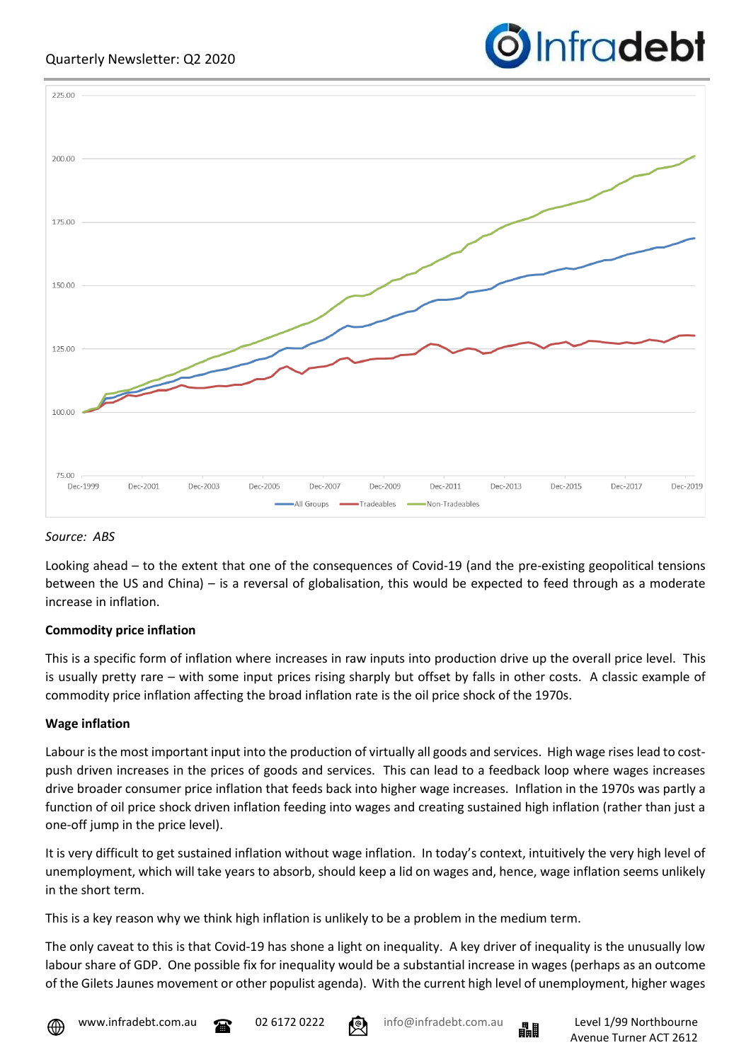Source: ABS

Looking ahead – to the extent that one of the consequences of Covid-19 (and the pre-existing geopolitical tensions between the US and China) – is a reversal of globalisation, this would be expected to feed through as a moderate increase in inflation.

**Commodity price inflation**

This is a specific form of inflation where increases in raw inputs into production drive up the overall price level. This is usually pretty rare – with some input prices rising sharply but offset by falls in other costs. A classic example of commodity price inflation affecting the broad inflation rate is the oil price shock of the 1970s.

**Wage inflation**

Labour is the most important input into the production of virtually all goods and services. High wage rises lead to cost-push driven increases in the prices of goods and services. This can lead to a feedback loop where wages increases drive broader consumer price inflation that feeds back into higher wage increases. Inflation in the 1970s was partly a function of oil price shock driven inflation feeding into wages and creating sustained high inflation (rather than just a one-off jump in the price level).

It is very difficult to get sustained inflation without wage inflation. In today's context, intuitively the very high level of unemployment, which will take years to absorb, should keep a lid on wages and, hence, wage inflation seems unlikely in the short term.

This is a key reason why we think high inflation is unlikely to be a problem in the medium term.

The only caveat to this is that Covid-19 has shone a light on inequality. A key driver of inequality is the unusually low labour share of GDP. One possible fix for inequality would be a substantial increase in wages (perhaps as an outcome of the Gilets Jaunes movement or other populist agenda). With the current high level of unemployment, higher wages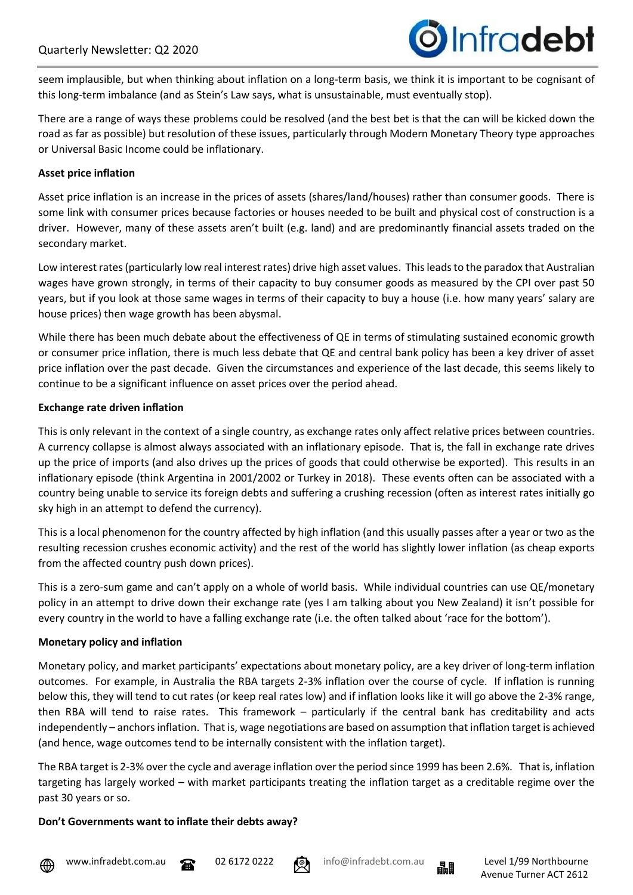seem implausible, but when thinking about inflation on a long-term basis, we think it is important to be cognisant of this long-term imbalance (and as Stein's Law says, what is unsustainable, must eventually stop).

There are a range of ways these problems could be resolved (and the best bet is that the can will be kicked down the road as far as possible) but resolution of these issues, particularly through Modern Monetary Theory type approaches or Universal Basic Income could be inflationary.

**Asset price inflation**

Asset price inflation is an increase in the prices of assets (shares/land/houses) rather than consumer goods. There is some link with consumer prices because factories or houses needed to be built and physical cost of construction is a driver. However, many of these assets aren't built (e.g. land) and are predominantly financial assets traded on the secondary market.

Low interest rates (particularly low real interest rates) drive high asset values. This leads to the paradox that Australian wages have grown strongly, in terms of their capacity to buy consumer goods as measured by the CPI over past 50 years, but if you look at those same wages in terms of their capacity to buy a house (i.e. how many years' salary are house prices) then wage growth has been abysmal.

While there has been much debate about the effectiveness of QE in terms of stimulating sustained economic growth or consumer price inflation, there is much less debate that QE and central bank policy has been a key driver of asset price inflation over the past decade. Given the circumstances and experience of the last decade, this seems likely to continue to be a significant influence on asset prices over the period ahead.

**Exchange rate driven inflation**

This is only relevant in the context of a single country, as exchange rates only affect relative prices between countries. A currency collapse is almost always associated with an inflationary episode. That is, the fall in exchange rate drives up the price of imports (and also drives up the prices of goods that could otherwise be exported). This results in an inflationary episode (think Argentina in 2001/2002 or Turkey in 2018). These events often can be associated with a country being unable to service its foreign debts and suffering a crushing recession (often as interest rates initially go sky high in an attempt to defend the currency).

This is a local phenomenon for the country affected by high inflation (and this usually passes after a year or two as the resulting recession crushes economic activity) and the rest of the world has slightly lower inflation (as cheap exports from the affected country push down prices).

This is a zero-sum game and can't apply on a whole of world basis. While individual countries can use QE/monetary policy in an attempt to drive down their exchange rate (yes I am talking about you New Zealand) it isn't possible for every country in the world to have a falling exchange rate (i.e. the often talked about 'race for the bottom').

**Monetary policy and inflation**

Monetary policy, and market participants' expectations about monetary policy, are a key driver of long-term inflation outcomes. For example, in Australia the RBA targets 2-3% inflation over the course of cycle. If inflation is running below this, they will tend to cut rates (or keep real rates low) and if inflation looks like it will go above the 2-3% range, then RBA will tend to raise rates. This framework – particularly if the central bank has creditability and acts independently – anchors inflation. That is, wage negotiations are based on assumption that inflation target is achieved (and hence, wage outcomes tend to be internally consistent with the inflation target).

The RBA target is 2-3% over the cycle and average inflation over the period since 1999 has been 2.6%. That is, inflation targeting has largely worked – with market participants treating the inflation target as a creditable regime over the past 30 years or so.

**Don't Governments want to inflate their debts away?**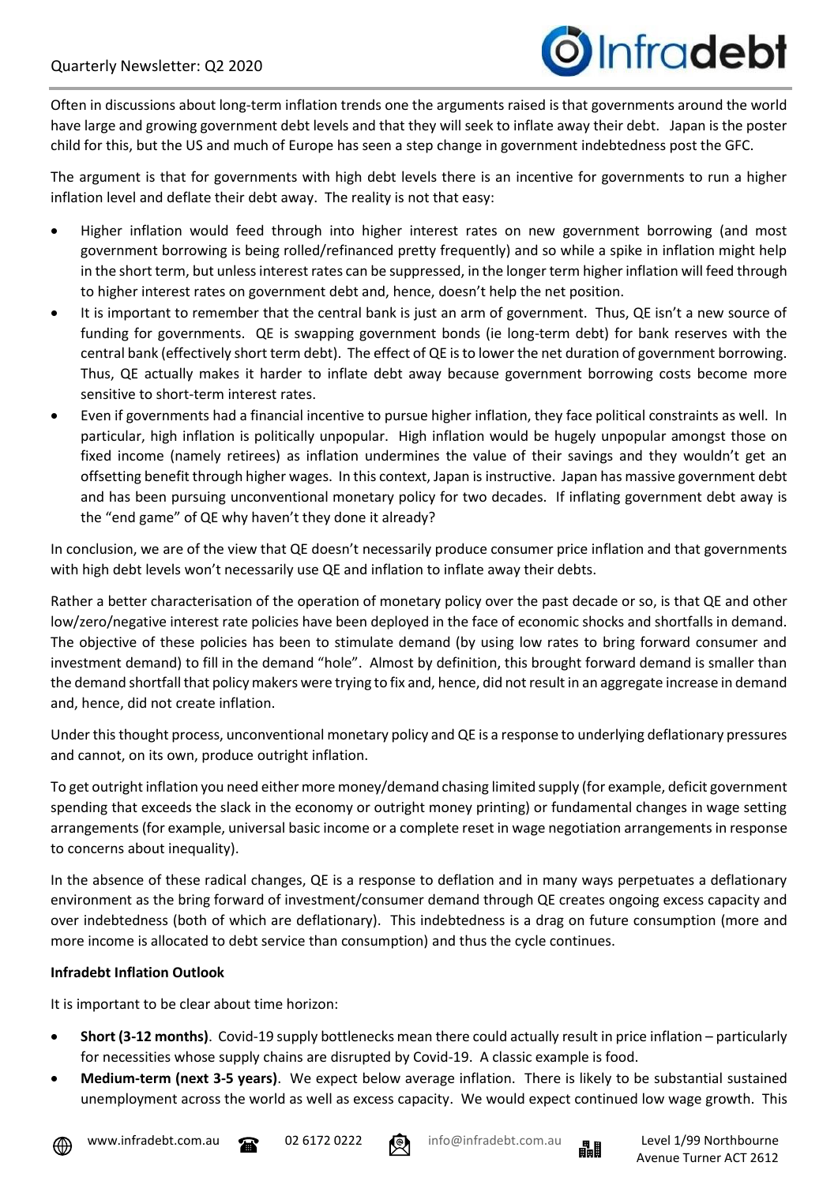Often in discussions about long-term inflation trends one the arguments raised is that governments around the world have large and growing government debt levels and that they will seek to inflate away their debt. Japan is the poster child for this, but the US and much of Europe has seen a step change in government indebtedness post the GFC.

The argument is that for governments with high debt levels there is an incentive for governments to run a higher inflation level and deflate their debt away. The reality is not that easy:

- Higher inflation would feed through into higher interest rates on new government borrowing (and most government borrowing is being rolled/refinanced pretty frequently) and so while a spike in inflation might help in the short term, but unless interest rates can be suppressed, in the longer term higher inflation will feed through to higher interest rates on government debt and, hence, doesn't help the net position.
- It is important to remember that the central bank is just an arm of government. Thus, QE isn't a new source of funding for governments. QE is swapping government bonds (ie long-term debt) for bank reserves with the central bank (effectively short term debt). The effect of QE is to lower the net duration of government borrowing. Thus, QE actually makes it harder to inflate debt away because government borrowing costs become more sensitive to short-term interest rates.
- Even if governments had a financial incentive to pursue higher inflation, they face political constraints as well. In particular, high inflation is politically unpopular. High inflation would be hugely unpopular amongst those on fixed income (namely retirees) as inflation undermines the value of their savings and they wouldn't get an offsetting benefit through higher wages. In this context, Japan is instructive. Japan has massive government debt and has been pursuing unconventional monetary policy for two decades. If inflating government debt away is the "end game" of QE why haven't they done it already?

In conclusion, we are of the view that QE doesn't necessarily produce consumer price inflation and that governments with high debt levels won't necessarily use QE and inflation to inflate away their debts.

Rather a better characterisation of the operation of monetary policy over the past decade or so, is that QE and other low/zero/negative interest rate policies have been deployed in the face of economic shocks and shortfalls in demand. The objective of these policies has been to stimulate demand (by using low rates to bring forward consumer and investment demand) to fill in the demand "hole". Almost by definition, this brought forward demand is smaller than the demand shortfall that policy makers were trying to fix and, hence, did not result in an aggregate increase in demand and, hence, did not create inflation.

Under this thought process, unconventional monetary policy and QE is a response to underlying deflationary pressures and cannot, on its own, produce outright inflation.

To get outright inflation you need either more money/demand chasing limited supply (for example, deficit government spending that exceeds the slack in the economy or outright money printing) or fundamental changes in wage setting arrangements (for example, universal basic income or a complete reset in wage negotiation arrangements in response to concerns about inequality).

In the absence of these radical changes, QE is a response to deflation and in many ways perpetuates a deflationary environment as the bring forward of investment/consumer demand through QE creates ongoing excess capacity and over indebtedness (both of which are deflationary). This indebtedness is a drag on future consumption (more and more income is allocated to debt service than consumption) and thus the cycle continues.

**Infradebt Inflation Outlook**

It is important to be clear about time horizon:

- **Short (3-12 months)**. Covid-19 supply bottlenecks mean there could actually result in price inflation – particularly for necessities whose supply chains are disrupted by Covid-19. A classic example is food.
- **Medium-term (next 3-5 years)**. We expect below average inflation. There is likely to be substantial sustained unemployment across the world as well as excess capacity. We would expect continued low wage growth. This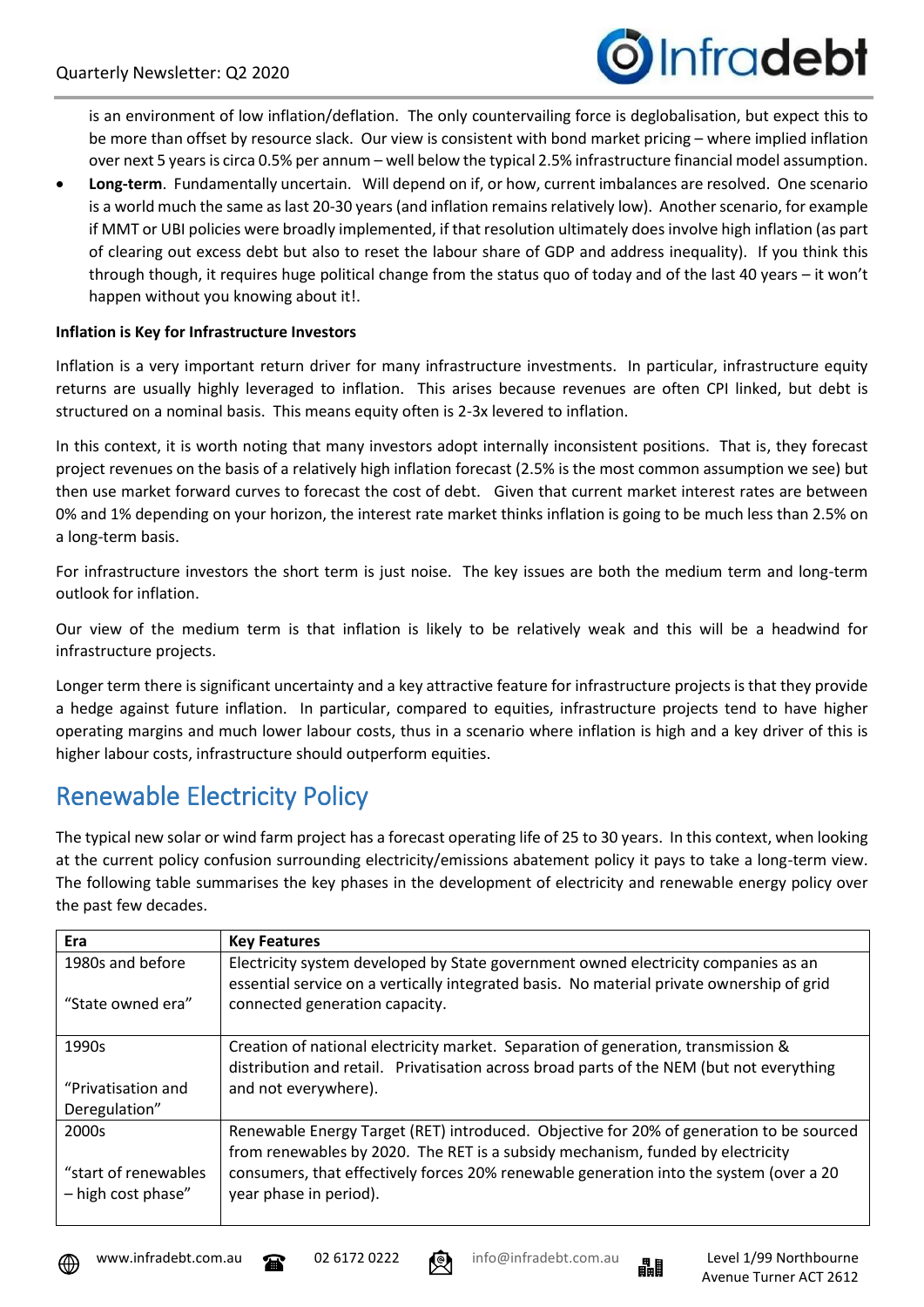is an environment of low inflation/deflation. The only countervailing force is deglobalisation, but expect this to be more than offset by resource slack. Our view is consistent with bond market pricing – where implied inflation over next 5 years is circa 0.5% per annum – well below the typical 2.5% infrastructure financial model assumption.

- **Long-term**. Fundamentally uncertain. Will depend on if, or how, current imbalances are resolved. One scenario is a world much the same as last 20-30 years (and inflation remains relatively low). Another scenario, for example if MMT or UBI policies were broadly implemented, if that resolution ultimately does involve high inflation (as part of clearing out excess debt but also to reset the labour share of GDP and address inequality). If you think this through though, it requires huge political change from the status quo of today and of the last 40 years – it won't happen without you knowing about it!.

**Inflation is Key for Infrastructure Investors**

Inflation is a very important return driver for many infrastructure investments. In particular, infrastructure equity returns are usually highly leveraged to inflation. This arises because revenues are often CPI linked, but debt is structured on a nominal basis. This means equity often is 2-3x levered to inflation.

In this context, it is worth noting that many investors adopt internally inconsistent positions. That is, they forecast project revenues on the basis of a relatively high inflation forecast (2.5% is the most common assumption we see) but then use market forward curves to forecast the cost of debt. Given that current market interest rates are between 0% and 1% depending on your horizon, the interest rate market thinks inflation is going to be much less than 2.5% on a long-term basis.

For infrastructure investors the short term is just noise. The key issues are both the medium term and long-term outlook for inflation.

Our view of the medium term is that inflation is likely to be relatively weak and this will be a headwind for infrastructure projects.

Longer term there is significant uncertainty and a key attractive feature for infrastructure projects is that they provide a hedge against future inflation. In particular, compared to equities, infrastructure projects tend to have higher operating margins and much lower labour costs, thus in a scenario where inflation is high and a key driver of this is higher labour costs, infrastructure should outperform equities.

## Renewable Electricity Policy

The typical new solar or wind farm project has a forecast operating life of 25 to 30 years. In this context, when looking at the current policy confusion surrounding electricity/emissions abatement policy it pays to take a long-term view. The following table summarises the key phases in the development of electricity and renewable energy policy over the past few decades.

| Era | Key Features |
|---|---|
| 1980s and before<br><br>"State owned era" | Electricity system developed by State government owned electricity companies as an essential service on a vertically integrated basis. No material private ownership of grid connected generation capacity. |
| 1990s<br><br>"Privatisation and Deregulation" | Creation of national electricity market. Separation of generation, transmission & distribution and retail. Privatisation across broad parts of the NEM (but not everything and not everywhere). |
| 2000s<br><br>"start of renewables – high cost phase" | Renewable Energy Target (RET) introduced. Objective for 20% of generation to be sourced from renewables by 2020. The RET is a subsidy mechanism, funded by electricity consumers, that effectively forces 20% renewable generation into the system (over a 20 year phase in period). |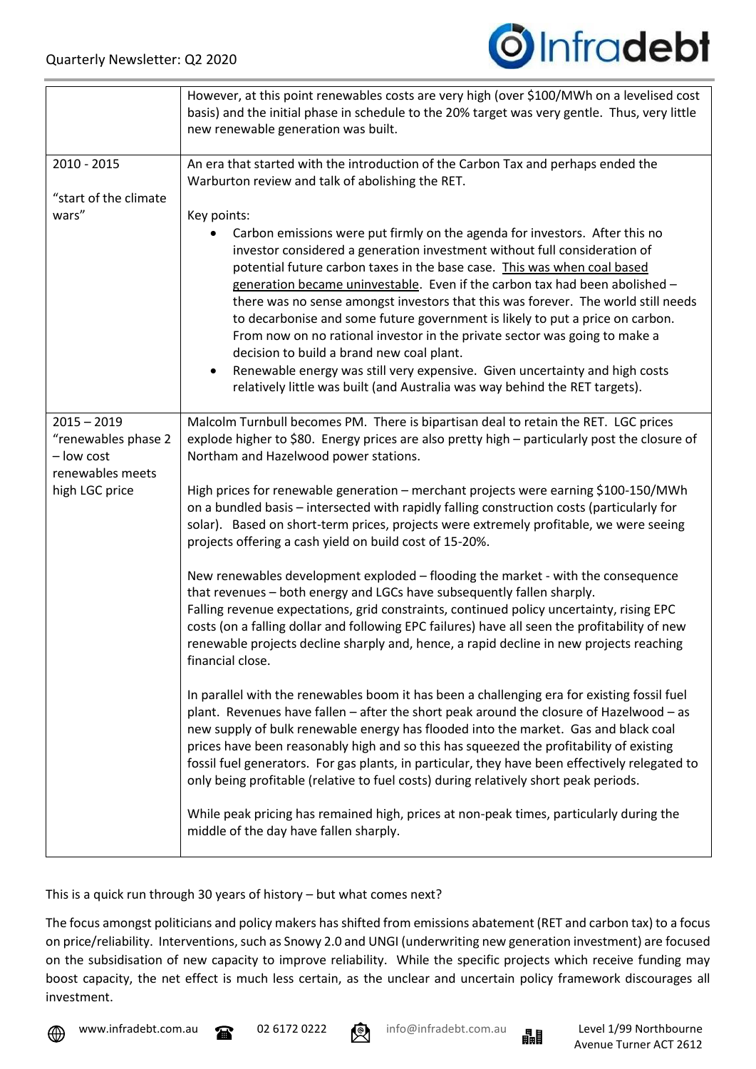| | |
|---|---|
| | However, at this point renewables costs are very high (over $100/MWh on a levelised cost basis) and the initial phase in schedule to the 20% target was very gentle. Thus, very little new renewable generation was built. |
| 2010 - 2015<br><br>"start of the climate wars" | An era that started with the introduction of the Carbon Tax and perhaps ended the Warburton review and talk of abolishing the RET.<br><br>Key points:<br>• Carbon emissions were put firmly on the agenda for investors. After this no investor considered a generation investment without full consideration of potential future carbon taxes in the base case. <u>This was when coal based generation became uninvestable</u>. Even if the carbon tax had been abolished – there was no sense amongst investors that this was forever. The world still needs to decarbonise and some future government is likely to put a price on carbon. From now on no rational investor in the private sector was going to make a decision to build a brand new coal plant.<br>• Renewable energy was still very expensive. Given uncertainty and high costs relatively little was built (and Australia was way behind the RET targets). |
| 2015 – 2019<br>"renewables phase 2 – low cost renewables meets high LGC price | Malcolm Turnbull becomes PM. There is bipartisan deal to retain the RET. LGC prices explode higher to $80. Energy prices are also pretty high – particularly post the closure of Northam and Hazelwood power stations.<br><br>High prices for renewable generation – merchant projects were earning $100-150/MWh on a bundled basis – intersected with rapidly falling construction costs (particularly for solar). Based on short-term prices, projects were extremely profitable, we were seeing projects offering a cash yield on build cost of 15-20%.<br><br>New renewables development exploded – flooding the market - with the consequence that revenues – both energy and LGCs have subsequently fallen sharply.<br>Falling revenue expectations, grid constraints, continued policy uncertainty, rising EPC costs (on a falling dollar and following EPC failures) have all seen the profitability of new renewable projects decline sharply and, hence, a rapid decline in new projects reaching financial close.<br><br>In parallel with the renewables boom it has been a challenging era for existing fossil fuel plant. Revenues have fallen – after the short peak around the closure of Hazelwood – as new supply of bulk renewable energy has flooded into the market. Gas and black coal prices have been reasonably high and so this has squeezed the profitability of existing fossil fuel generators. For gas plants, in particular, they have been effectively relegated to only being profitable (relative to fuel costs) during relatively short peak periods.<br><br>While peak pricing has remained high, prices at non-peak times, particularly during the middle of the day have fallen sharply. |

This is a quick run through 30 years of history – but what comes next?

The focus amongst politicians and policy makers has shifted from emissions abatement (RET and carbon tax) to a focus on price/reliability. Interventions, such as Snowy 2.0 and UNGI (underwriting new generation investment) are focused on the subsidisation of new capacity to improve reliability. While the specific projects which receive funding may boost capacity, the net effect is much less certain, as the unclear and uncertain policy framework discourages all investment.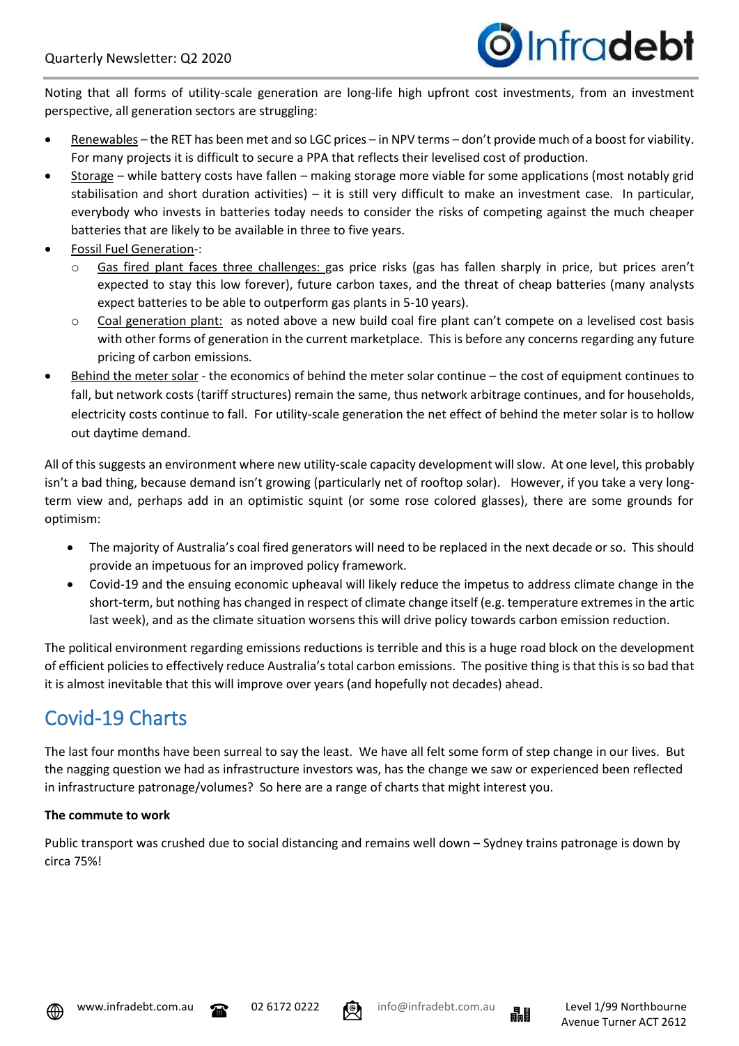Noting that all forms of utility-scale generation are long-life high upfront cost investments, from an investment perspective, all generation sectors are struggling:

- Renewables – the RET has been met and so LGC prices – in NPV terms – don't provide much of a boost for viability. For many projects it is difficult to secure a PPA that reflects their levelised cost of production.
- Storage – while battery costs have fallen – making storage more viable for some applications (most notably grid stabilisation and short duration activities) – it is still very difficult to make an investment case. In particular, everybody who invests in batteries today needs to consider the risks of competing against the much cheaper batteries that are likely to be available in three to five years.
- Fossil Fuel Generation-:
    - Gas fired plant faces three challenges: gas price risks (gas has fallen sharply in price, but prices aren't expected to stay this low forever), future carbon taxes, and the threat of cheap batteries (many analysts expect batteries to be able to outperform gas plants in 5-10 years).
    - Coal generation plant: as noted above a new build coal fire plant can't compete on a levelised cost basis with other forms of generation in the current marketplace. This is before any concerns regarding any future pricing of carbon emissions.
- Behind the meter solar - the economics of behind the meter solar continue – the cost of equipment continues to fall, but network costs (tariff structures) remain the same, thus network arbitrage continues, and for households, electricity costs continue to fall. For utility-scale generation the net effect of behind the meter solar is to hollow out daytime demand.

All of this suggests an environment where new utility-scale capacity development will slow. At one level, this probably isn't a bad thing, because demand isn't growing (particularly net of rooftop solar). However, if you take a very long-term view and, perhaps add in an optimistic squint (or some rose colored glasses), there are some grounds for optimism:

- The majority of Australia's coal fired generators will need to be replaced in the next decade or so. This should provide an impetuous for an improved policy framework.
- Covid-19 and the ensuing economic upheaval will likely reduce the impetus to address climate change in the short-term, but nothing has changed in respect of climate change itself (e.g. temperature extremes in the artic last week), and as the climate situation worsens this will drive policy towards carbon emission reduction.

The political environment regarding emissions reductions is terrible and this is a huge road block on the development of efficient policies to effectively reduce Australia's total carbon emissions. The positive thing is that this is so bad that it is almost inevitable that this will improve over years (and hopefully not decades) ahead.

## Covid-19 Charts

The last four months have been surreal to say the least. We have all felt some form of step change in our lives. But the nagging question we had as infrastructure investors was, has the change we saw or experienced been reflected in infrastructure patronage/volumes? So here are a range of charts that might interest you.

**The commute to work**

Public transport was crushed due to social distancing and remains well down – Sydney trains patronage is down by circa 75%!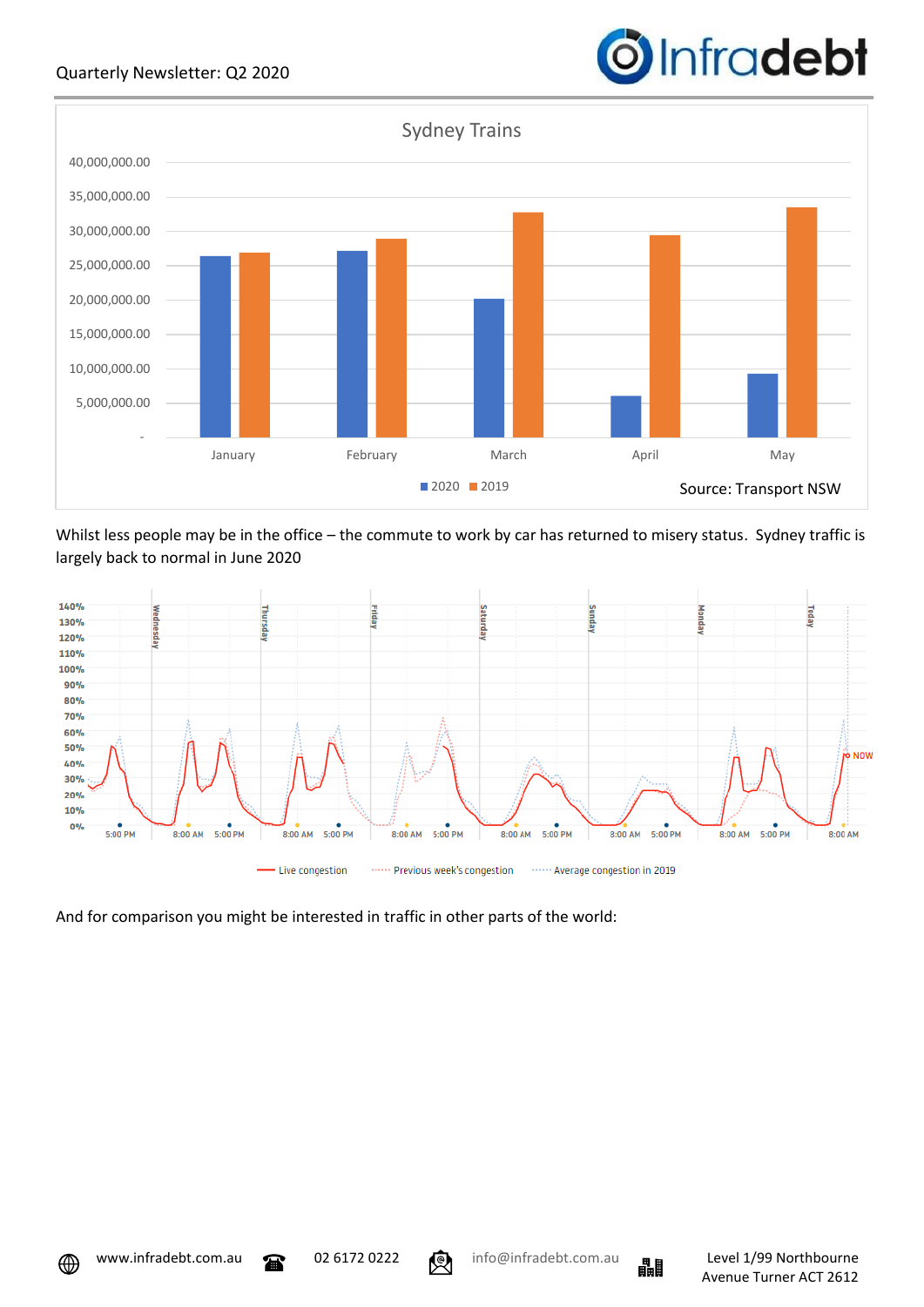Sydney Trains

| | January | February | March | April | May |
|---|---|---|---|---|---|
| 2020 | | | | | |
| 2019 | | | | | |

Source: Transport NSW

Whilst less people may be in the office – the commute to work by car has returned to misery status. Sydney traffic is largely back to normal in June 2020

And for comparison you might be interested in traffic in other parts of the world: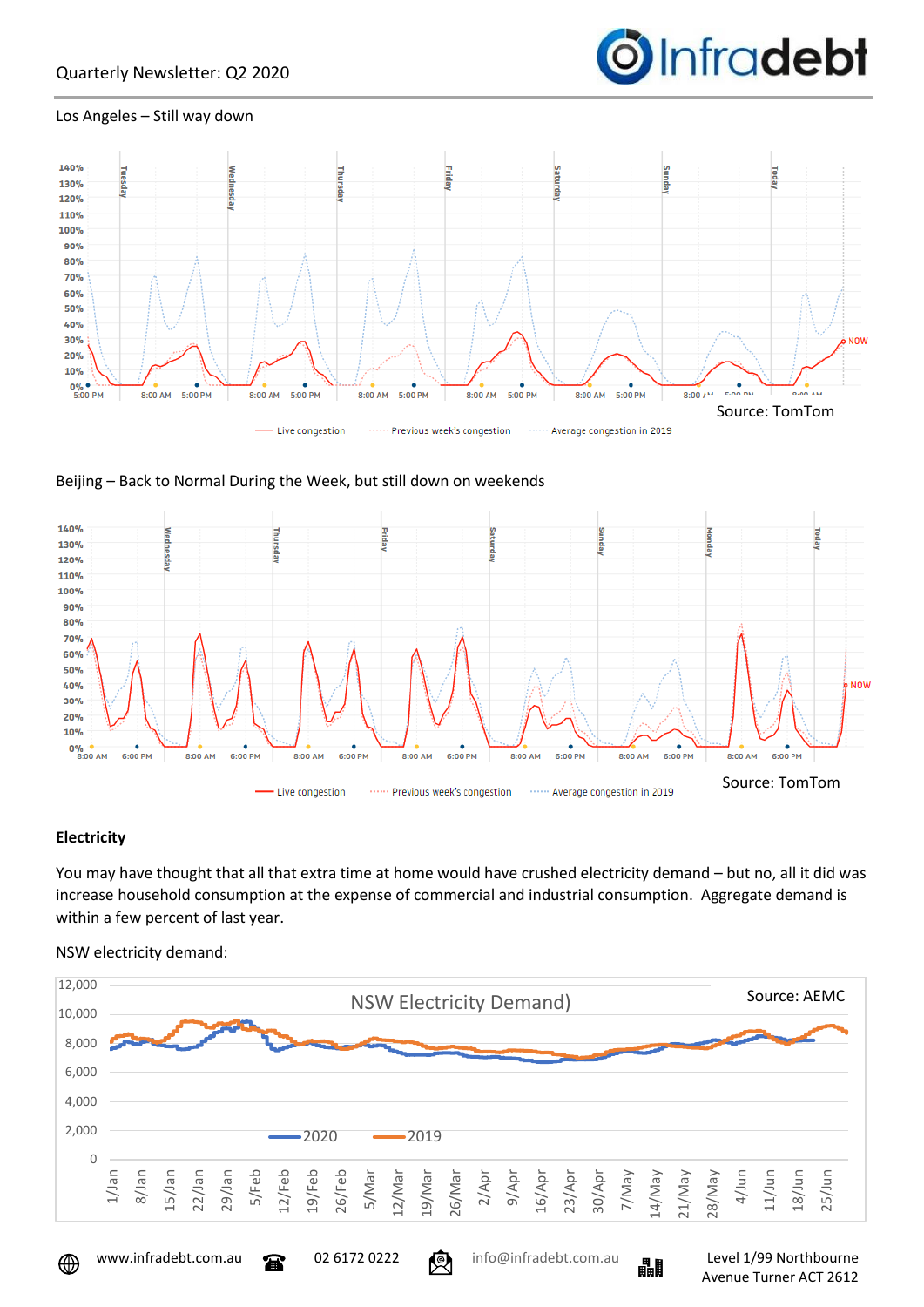Los Angeles – Still way down

Source: TomTom

Beijing – Back to Normal During the Week, but still down on weekends

Source: TomTom

**Electricity**

You may have thought that all that extra time at home would have crushed electricity demand – but no, all it did was increase household consumption at the expense of commercial and industrial consumption. Aggregate demand is within a few percent of last year.

NSW electricity demand:

Source: AEMC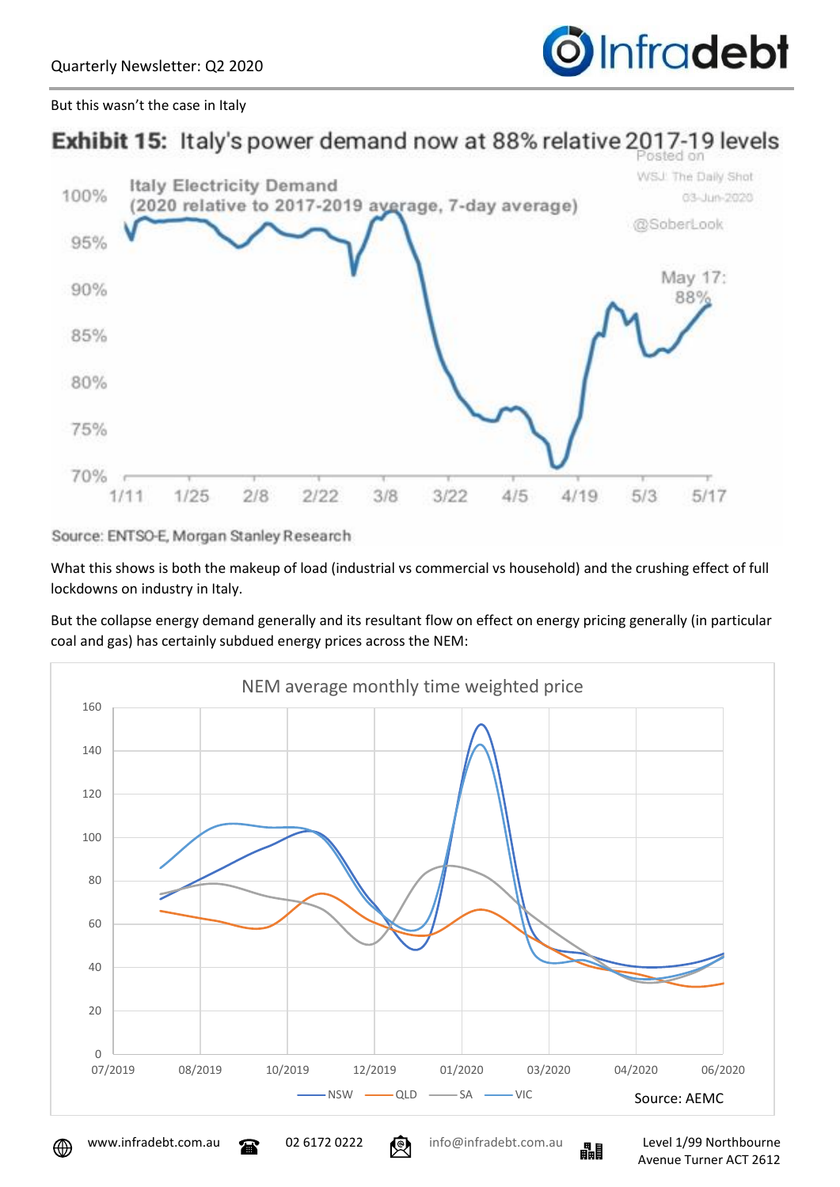But this wasn't the case in Italy

**Exhibit 15:** Italy's power demand now at 88% relative 2017-19 levels

Italy Electricity Demand
(2020 relative to 2017-2019 average, 7-day average)

Posted on
WSJ: The Daily Shot
03-Jun-2020
@SoberLook

May 17:
88%

100%
95%
90%
85%
80%
75%
70%

1/11 1/25 2/8 2/22 3/8 3/22 4/5 4/19 5/3 5/17

Source: ENTSO-E, Morgan Stanley Research

What this shows is both the makeup of load (industrial vs commercial vs household) and the crushing effect of full lockdowns on industry in Italy.

But the collapse energy demand generally and its resultant flow on effect on energy pricing generally (in particular coal and gas) has certainly subdued energy prices across the NEM:

NEM average monthly time weighted price

160
140
120
100
80
60
40
20
0

07/2019 08/2019 10/2019 12/2019 01/2020 03/2020 04/2020 06/2020

NSW QLD SA VIC

Source: AEMC